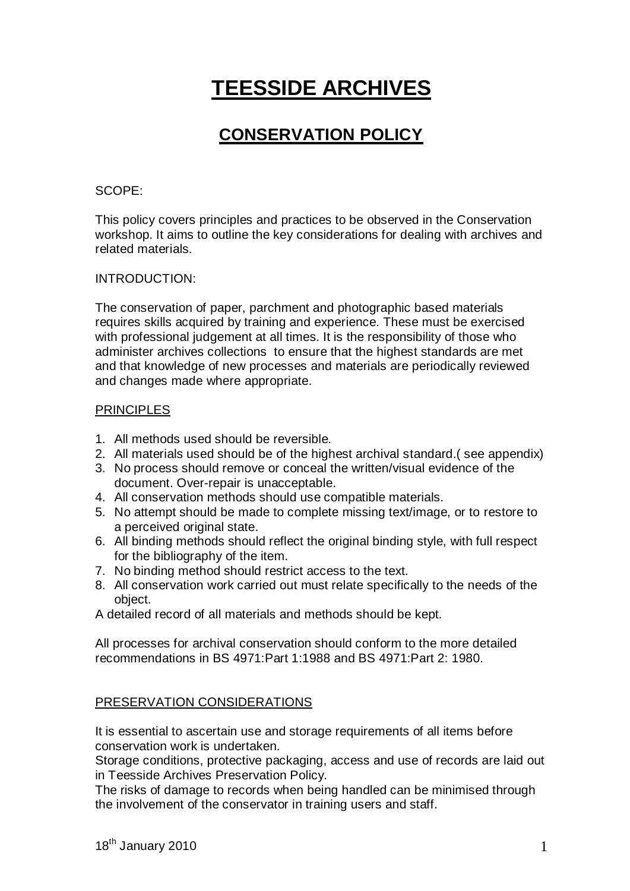# TEESSIDE ARCHIVES

## CONSERVATION POLICY

SCOPE:

This policy covers principles and practices to be observed in the Conservation workshop. It aims to outline the key considerations for dealing with archives and related materials.

INTRODUCTION:

The conservation of paper, parchment and photographic based materials requires skills acquired by training and experience. These must be exercised with professional judgement at all times. It is the responsibility of those who administer archives collections to ensure that the highest standards are met and that knowledge of new processes and materials are periodically reviewed and changes made where appropriate.

PRINCIPLES

1. All methods used should be reversible.
2. All materials used should be of the highest archival standard.( see appendix)
3. No process should remove or conceal the written/visual evidence of the document. Over-repair is unacceptable.
4. All conservation methods should use compatible materials.
5. No attempt should be made to complete missing text/image, or to restore to a perceived original state.
6. All binding methods should reflect the original binding style, with full respect for the bibliography of the item.
7. No binding method should restrict access to the text.
8. All conservation work carried out must relate specifically to the needs of the object.

A detailed record of all materials and methods should be kept.

All processes for archival conservation should conform to the more detailed recommendations in BS 4971:Part 1:1988 and BS 4971:Part 2: 1980.

PRESERVATION CONSIDERATIONS

It is essential to ascertain use and storage requirements of all items before conservation work is undertaken.
Storage conditions, protective packaging, access and use of records are laid out in Teesside Archives Preservation Policy.
The risks of damage to records when being handled can be minimised through the involvement of the conservator in training users and staff.

18th January 2010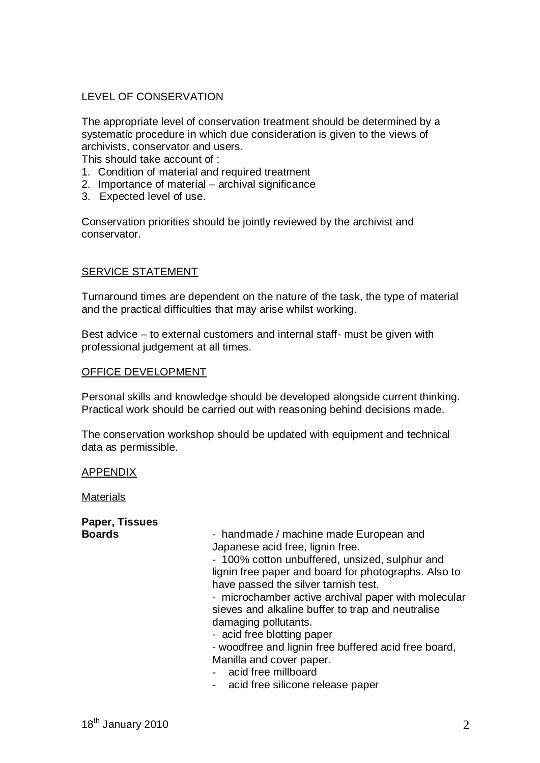## LEVEL OF CONSERVATION

The appropriate level of conservation treatment should be determined by a systematic procedure in which due consideration is given to the views of archivists, conservator and users.

This should take account of :

1. Condition of material and required treatment
2. Importance of material – archival significance
3. Expected level of use.

Conservation priorities should be jointly reviewed by the archivist and conservator.

## SERVICE STATEMENT

Turnaround times are dependent on the nature of the task, the type of material and the practical difficulties that may arise whilst working.

Best advice – to external customers and internal staff- must be given with professional judgement at all times.

## OFFICE DEVELOPMENT

Personal skills and knowledge should be developed alongside current thinking. Practical work should be carried out with reasoning behind decisions made.

The conservation workshop should be updated with equipment and technical data as permissible.

## APPENDIX

### Materials

**Paper, Tissues**
**Boards**

- handmade / machine made European and Japanese acid free, lignin free.
- 100% cotton unbuffered, unsized, sulphur and lignin free paper and board for photographs. Also to have passed the silver tarnish test.
- microchamber active archival paper with molecular sieves and alkaline buffer to trap and neutralise damaging pollutants.
- acid free blotting paper
- woodfree and lignin free buffered acid free board, Manilla and cover paper.
- acid free millboard
- acid free silicone release paper

18th January 2010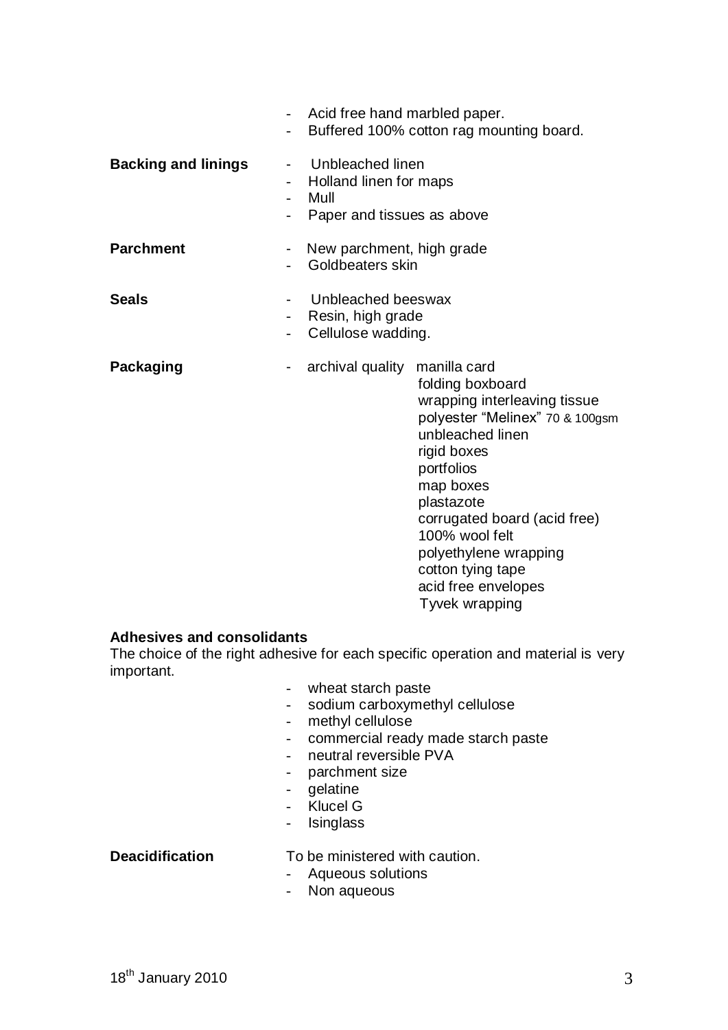- Acid free hand marbled paper.
- Buffered 100% cotton rag mounting board.

**Backing and linings**

- Unbleached linen
- Holland linen for maps
- Mull
- Paper and tissues as above

**Parchment**

- New parchment, high grade
- Goldbeaters skin

**Seals**

- Unbleached beeswax
- Resin, high grade
- Cellulose wadding.

**Packaging**

- archival quality
  - manilla card
  - folding boxboard
  - wrapping interleaving tissue
  - polyester "Melinex" 70 & 100gsm
  - unbleached linen
  - rigid boxes
  - portfolios
  - map boxes
  - plastazote
  - corrugated board (acid free)
  - 100% wool felt
  - polyethylene wrapping
  - cotton tying tape
  - acid free envelopes
  - Tyvek wrapping

**Adhesives and consolidants**

The choice of the right adhesive for each specific operation and material is very important.

- wheat starch paste
- sodium carboxymethyl cellulose
- methyl cellulose
- commercial ready made starch paste
- neutral reversible PVA
- parchment size
- gelatine
- Klucel G
- Isinglass

**Deacidification**

To be ministered with caution.

- Aqueous solutions
- Non aqueous

18th January 2010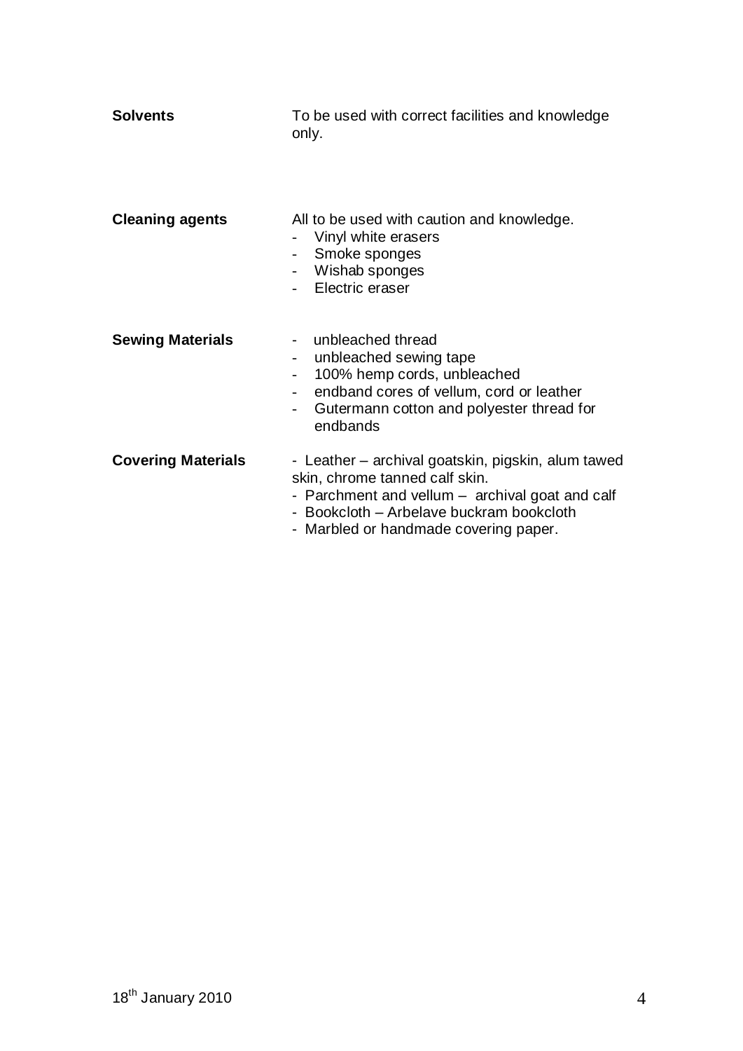**Solvents**

To be used with correct facilities and knowledge only.

**Cleaning agents**

All to be used with caution and knowledge.

- Vinyl white erasers
- Smoke sponges
- Wishab sponges
- Electric eraser

**Sewing Materials**

- unbleached thread
- unbleached sewing tape
- 100% hemp cords, unbleached
- endband cores of vellum, cord or leather
- Gutermann cotton and polyester thread for endbands

**Covering Materials**

- Leather – archival goatskin, pigskin, alum tawed skin, chrome tanned calf skin.
- Parchment and vellum – archival goat and calf
- Bookcloth – Arbelave buckram bookcloth
- Marbled or handmade covering paper.

18th January 2010